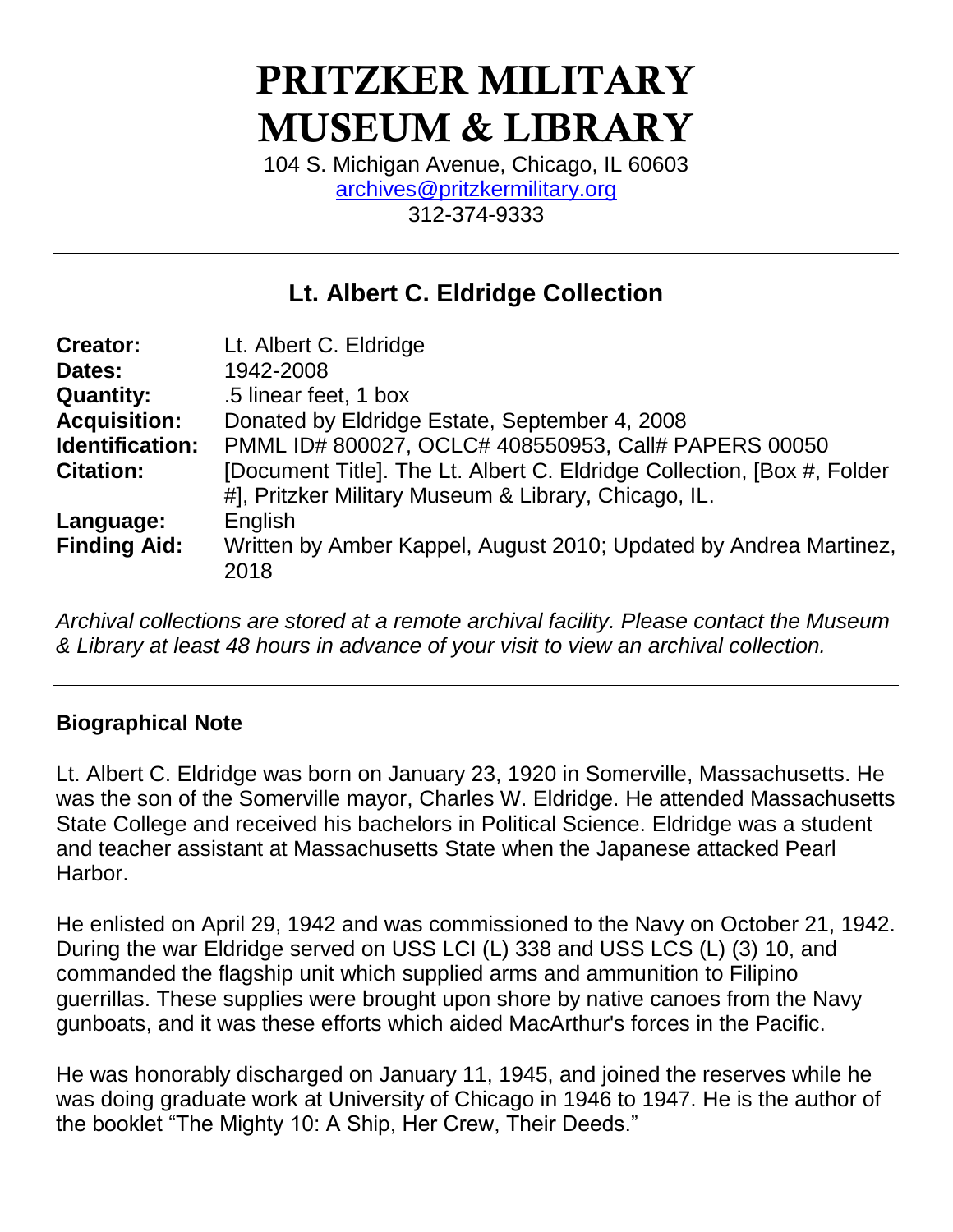# PRITZKER MILITARY MUSEUM & LIBRARY

104 S. Michigan Avenue, Chicago, IL 60603
archives@pritzkermilitary.org
312-374-9333

---

## Lt. Albert C. Eldridge Collection

| | |
|---|---|
| **Creator:** | Lt. Albert C. Eldridge |
| **Dates:** | 1942-2008 |
| **Quantity:** | .5 linear feet, 1 box |
| **Acquisition:** | Donated by Eldridge Estate, September 4, 2008 |
| **Identification:** | PMML ID# 800027, OCLC# 408550953, Call# PAPERS 00050 |
| **Citation:** | [Document Title]. The Lt. Albert C. Eldridge Collection, [Box #, Folder #], Pritzker Military Museum & Library, Chicago, IL. |
| **Language:** | English |
| **Finding Aid:** | Written by Amber Kappel, August 2010; Updated by Andrea Martinez, 2018 |

*Archival collections are stored at a remote archival facility. Please contact the Museum & Library at least 48 hours in advance of your visit to view an archival collection.*

---

### Biographical Note

Lt. Albert C. Eldridge was born on January 23, 1920 in Somerville, Massachusetts. He was the son of the Somerville mayor, Charles W. Eldridge. He attended Massachusetts State College and received his bachelors in Political Science. Eldridge was a student and teacher assistant at Massachusetts State when the Japanese attacked Pearl Harbor.

He enlisted on April 29, 1942 and was commissioned to the Navy on October 21, 1942. During the war Eldridge served on USS LCI (L) 338 and USS LCS (L) (3) 10, and commanded the flagship unit which supplied arms and ammunition to Filipino guerrillas. These supplies were brought upon shore by native canoes from the Navy gunboats, and it was these efforts which aided MacArthur's forces in the Pacific.

He was honorably discharged on January 11, 1945, and joined the reserves while he was doing graduate work at University of Chicago in 1946 to 1947. He is the author of the booklet "The Mighty 10: A Ship, Her Crew, Their Deeds."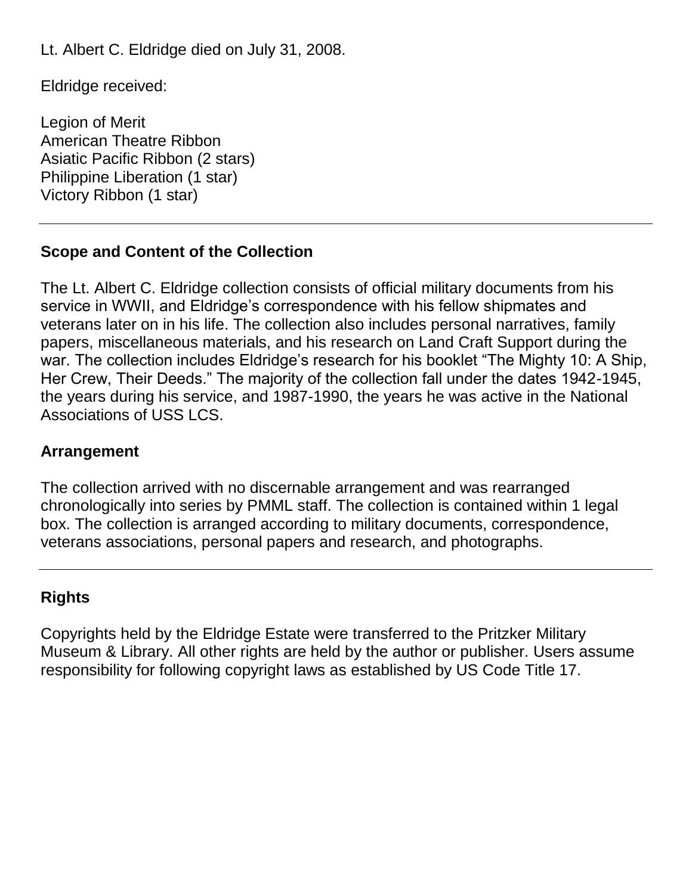Lt. Albert C. Eldridge died on July 31, 2008.

Eldridge received:

Legion of Merit  
American Theatre Ribbon  
Asiatic Pacific Ribbon (2 stars)  
Philippine Liberation (1 star)  
Victory Ribbon (1 star)

---

## Scope and Content of the Collection

The Lt. Albert C. Eldridge collection consists of official military documents from his service in WWII, and Eldridge's correspondence with his fellow shipmates and veterans later on in his life. The collection also includes personal narratives, family papers, miscellaneous materials, and his research on Land Craft Support during the war. The collection includes Eldridge's research for his booklet "The Mighty 10: A Ship, Her Crew, Their Deeds." The majority of the collection fall under the dates 1942-1945, the years during his service, and 1987-1990, the years he was active in the National Associations of USS LCS.

## Arrangement

The collection arrived with no discernable arrangement and was rearranged chronologically into series by PMML staff. The collection is contained within 1 legal box. The collection is arranged according to military documents, correspondence, veterans associations, personal papers and research, and photographs.

---

## Rights

Copyrights held by the Eldridge Estate were transferred to the Pritzker Military Museum & Library. All other rights are held by the author or publisher. Users assume responsibility for following copyright laws as established by US Code Title 17.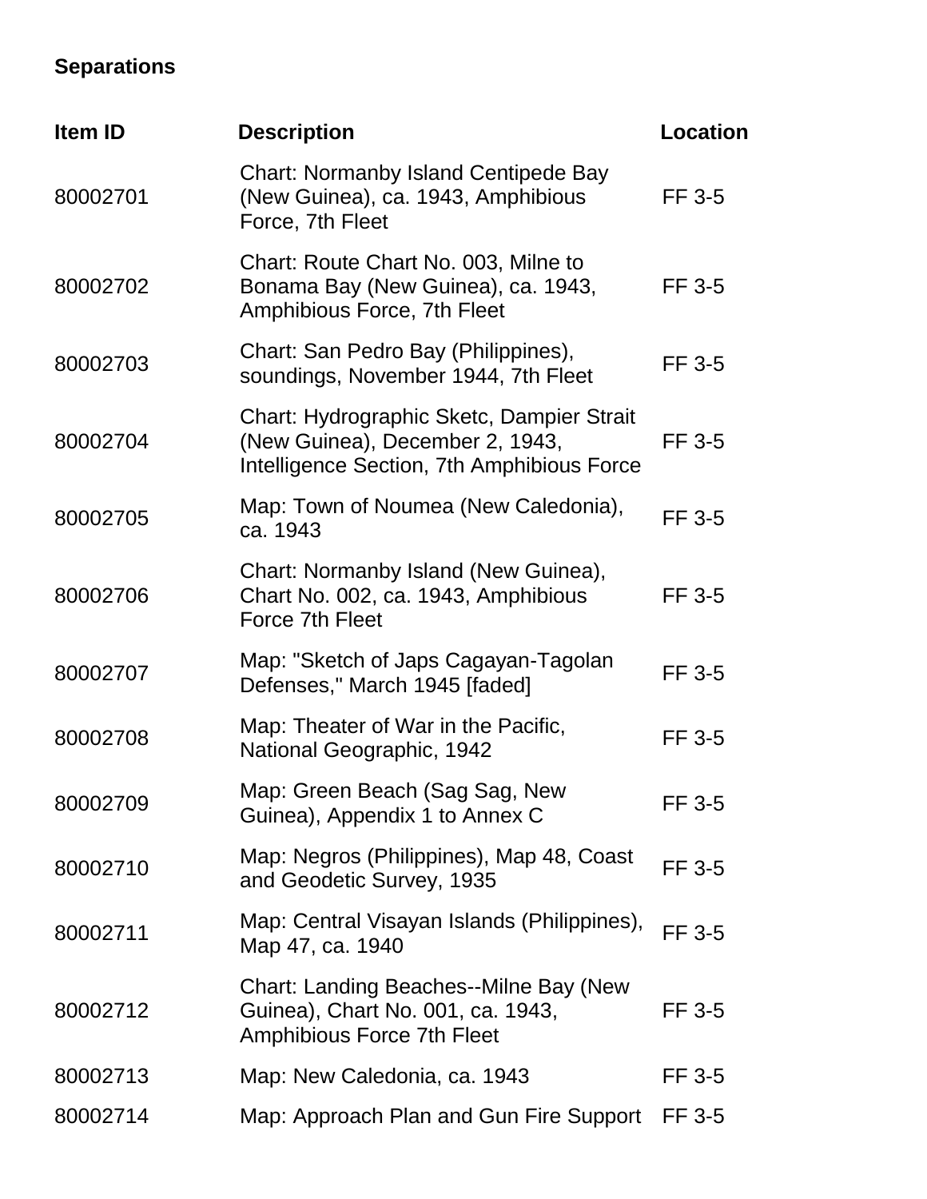**Separations**

| Item ID | Description | Location |
| --- | --- | --- |
| 80002701 | Chart: Normanby Island Centipede Bay (New Guinea), ca. 1943, Amphibious Force, 7th Fleet | FF 3-5 |
| 80002702 | Chart: Route Chart No. 003, Milne to Bonama Bay (New Guinea), ca. 1943, Amphibious Force, 7th Fleet | FF 3-5 |
| 80002703 | Chart: San Pedro Bay (Philippines), soundings, November 1944, 7th Fleet | FF 3-5 |
| 80002704 | Chart: Hydrographic Sketc, Dampier Strait (New Guinea), December 2, 1943, Intelligence Section, 7th Amphibious Force | FF 3-5 |
| 80002705 | Map: Town of Noumea (New Caledonia), ca. 1943 | FF 3-5 |
| 80002706 | Chart: Normanby Island (New Guinea), Chart No. 002, ca. 1943, Amphibious Force 7th Fleet | FF 3-5 |
| 80002707 | Map: "Sketch of Japs Cagayan-Tagolan Defenses," March 1945 [faded] | FF 3-5 |
| 80002708 | Map: Theater of War in the Pacific, National Geographic, 1942 | FF 3-5 |
| 80002709 | Map: Green Beach (Sag Sag, New Guinea), Appendix 1 to Annex C | FF 3-5 |
| 80002710 | Map: Negros (Philippines), Map 48, Coast and Geodetic Survey, 1935 | FF 3-5 |
| 80002711 | Map: Central Visayan Islands (Philippines), Map 47, ca. 1940 | FF 3-5 |
| 80002712 | Chart: Landing Beaches--Milne Bay (New Guinea), Chart No. 001, ca. 1943, Amphibious Force 7th Fleet | FF 3-5 |
| 80002713 | Map: New Caledonia, ca. 1943 | FF 3-5 |
| 80002714 | Map: Approach Plan and Gun Fire Support | FF 3-5 |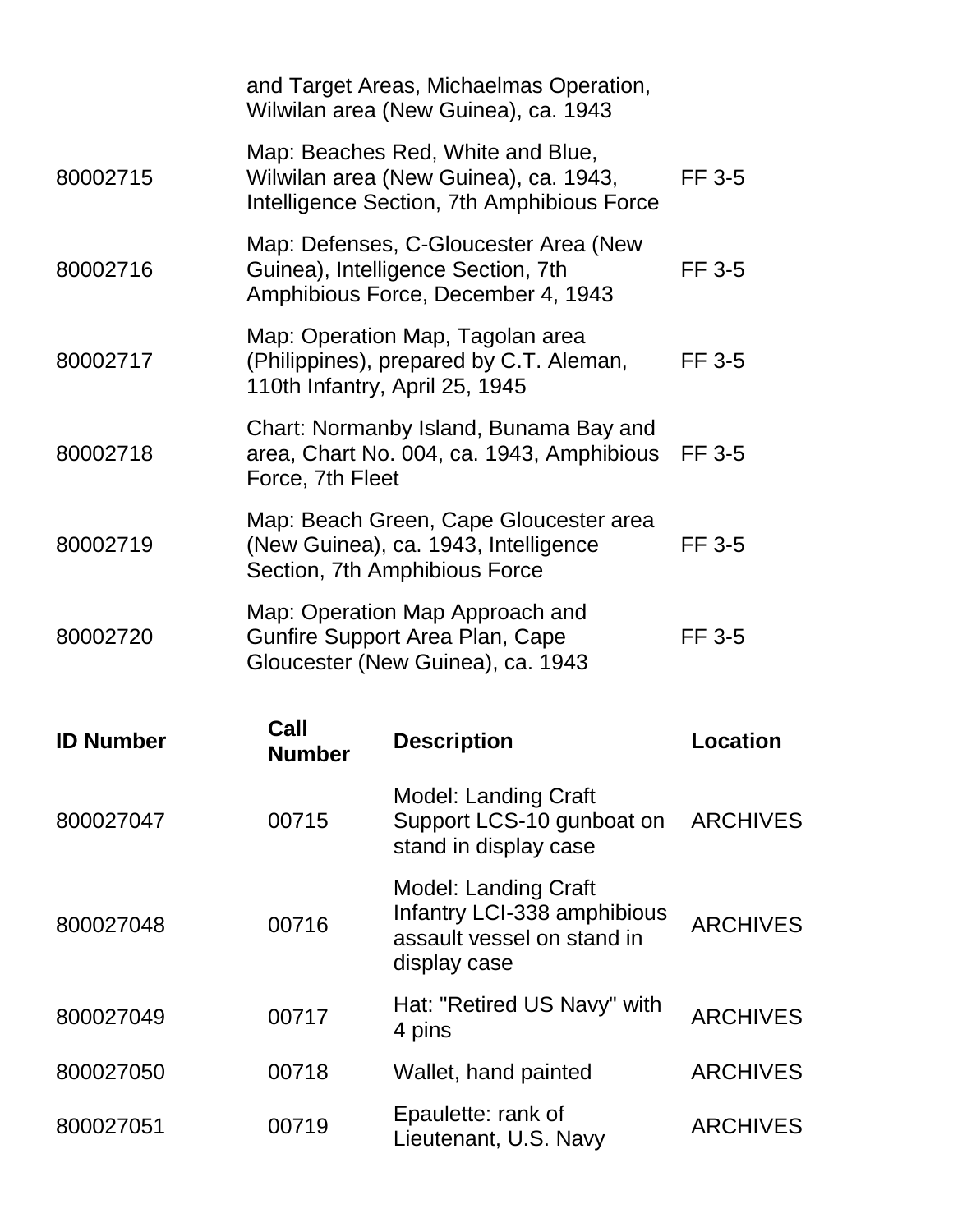| | | |
|---|---|---|
| | and Target Areas, Michaelmas Operation, Wilwilan area (New Guinea), ca. 1943 | |
| 80002715 | Map: Beaches Red, White and Blue, Wilwilan area (New Guinea), ca. 1943, Intelligence Section, 7th Amphibious Force | FF 3-5 |
| 80002716 | Map: Defenses, C-Gloucester Area (New Guinea), Intelligence Section, 7th Amphibious Force, December 4, 1943 | FF 3-5 |
| 80002717 | Map: Operation Map, Tagolan area (Philippines), prepared by C.T. Aleman, 110th Infantry, April 25, 1945 | FF 3-5 |
| 80002718 | Chart: Normanby Island, Bunama Bay and area, Chart No. 004, ca. 1943, Amphibious Force, 7th Fleet | FF 3-5 |
| 80002719 | Map: Beach Green, Cape Gloucester area (New Guinea), ca. 1943, Intelligence Section, 7th Amphibious Force | FF 3-5 |
| 80002720 | Map: Operation Map Approach and Gunfire Support Area Plan, Cape Gloucester (New Guinea), ca. 1943 | FF 3-5 |

| ID Number | Call Number | Description | Location |
|---|---|---|---|
| 800027047 | 00715 | Model: Landing Craft Support LCS-10 gunboat on stand in display case | ARCHIVES |
| 800027048 | 00716 | Model: Landing Craft Infantry LCI-338 amphibious assault vessel on stand in display case | ARCHIVES |
| 800027049 | 00717 | Hat: "Retired US Navy" with 4 pins | ARCHIVES |
| 800027050 | 00718 | Wallet, hand painted | ARCHIVES |
| 800027051 | 00719 | Epaulette: rank of Lieutenant, U.S. Navy | ARCHIVES |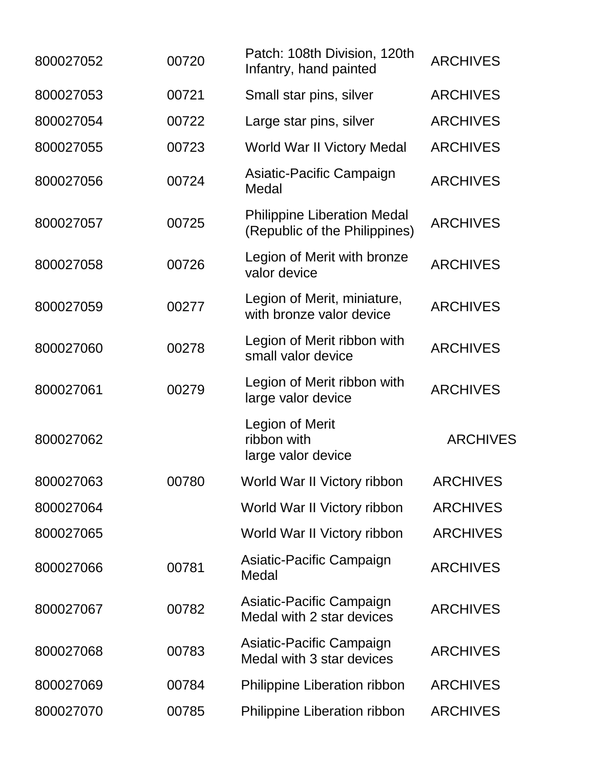| | | | |
|---|---|---|---|
| 800027052 | 00720 | Patch: 108th Division, 120th Infantry, hand painted | ARCHIVES |
| 800027053 | 00721 | Small star pins, silver | ARCHIVES |
| 800027054 | 00722 | Large star pins, silver | ARCHIVES |
| 800027055 | 00723 | World War II Victory Medal | ARCHIVES |
| 800027056 | 00724 | Asiatic-Pacific Campaign Medal | ARCHIVES |
| 800027057 | 00725 | Philippine Liberation Medal (Republic of the Philippines) | ARCHIVES |
| 800027058 | 00726 | Legion of Merit with bronze valor device | ARCHIVES |
| 800027059 | 00277 | Legion of Merit, miniature, with bronze valor device | ARCHIVES |
| 800027060 | 00278 | Legion of Merit ribbon with small valor device | ARCHIVES |
| 800027061 | 00279 | Legion of Merit ribbon with large valor device | ARCHIVES |
| 800027062 | | Legion of Merit ribbon with large valor device | ARCHIVES |
| 800027063 | 00780 | World War II Victory ribbon | ARCHIVES |
| 800027064 | | World War II Victory ribbon | ARCHIVES |
| 800027065 | | World War II Victory ribbon | ARCHIVES |
| 800027066 | 00781 | Asiatic-Pacific Campaign Medal | ARCHIVES |
| 800027067 | 00782 | Asiatic-Pacific Campaign Medal with 2 star devices | ARCHIVES |
| 800027068 | 00783 | Asiatic-Pacific Campaign Medal with 3 star devices | ARCHIVES |
| 800027069 | 00784 | Philippine Liberation ribbon | ARCHIVES |
| 800027070 | 00785 | Philippine Liberation ribbon | ARCHIVES |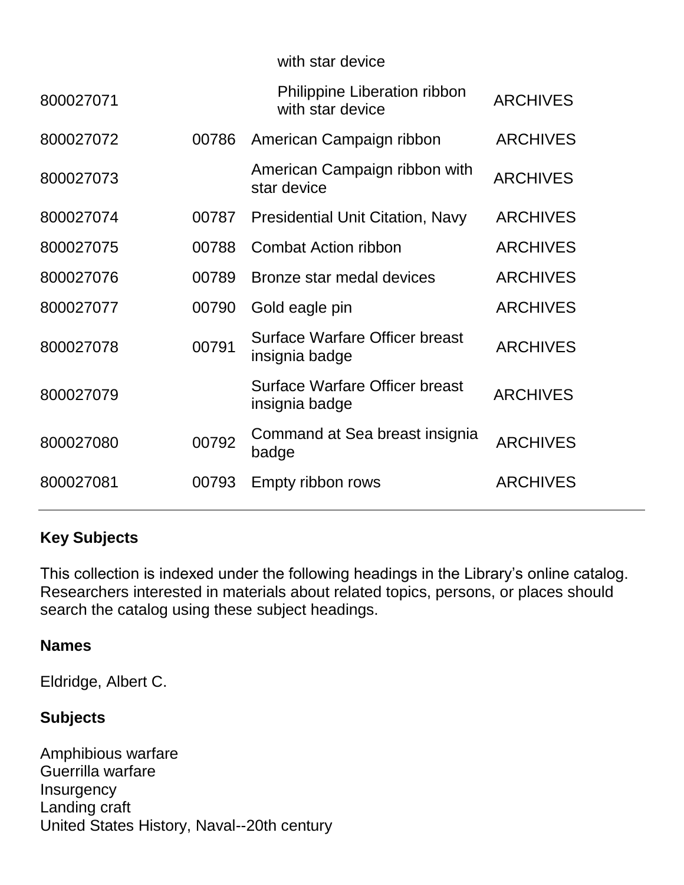| | | | |
|---|---|---|---|
| | | with star device | |
| 800027071 | | Philippine Liberation ribbon with star device | ARCHIVES |
| 800027072 | 00786 | American Campaign ribbon | ARCHIVES |
| 800027073 | | American Campaign ribbon with star device | ARCHIVES |
| 800027074 | 00787 | Presidential Unit Citation, Navy | ARCHIVES |
| 800027075 | 00788 | Combat Action ribbon | ARCHIVES |
| 800027076 | 00789 | Bronze star medal devices | ARCHIVES |
| 800027077 | 00790 | Gold eagle pin | ARCHIVES |
| 800027078 | 00791 | Surface Warfare Officer breast insignia badge | ARCHIVES |
| 800027079 | | Surface Warfare Officer breast insignia badge | ARCHIVES |
| 800027080 | 00792 | Command at Sea breast insignia badge | ARCHIVES |
| 800027081 | 00793 | Empty ribbon rows | ARCHIVES |

## Key Subjects

This collection is indexed under the following headings in the Library's online catalog. Researchers interested in materials about related topics, persons, or places should search the catalog using these subject headings.

### Names

Eldridge, Albert C.

### Subjects

Amphibious warfare
Guerrilla warfare
Insurgency
Landing craft
United States History, Naval--20th century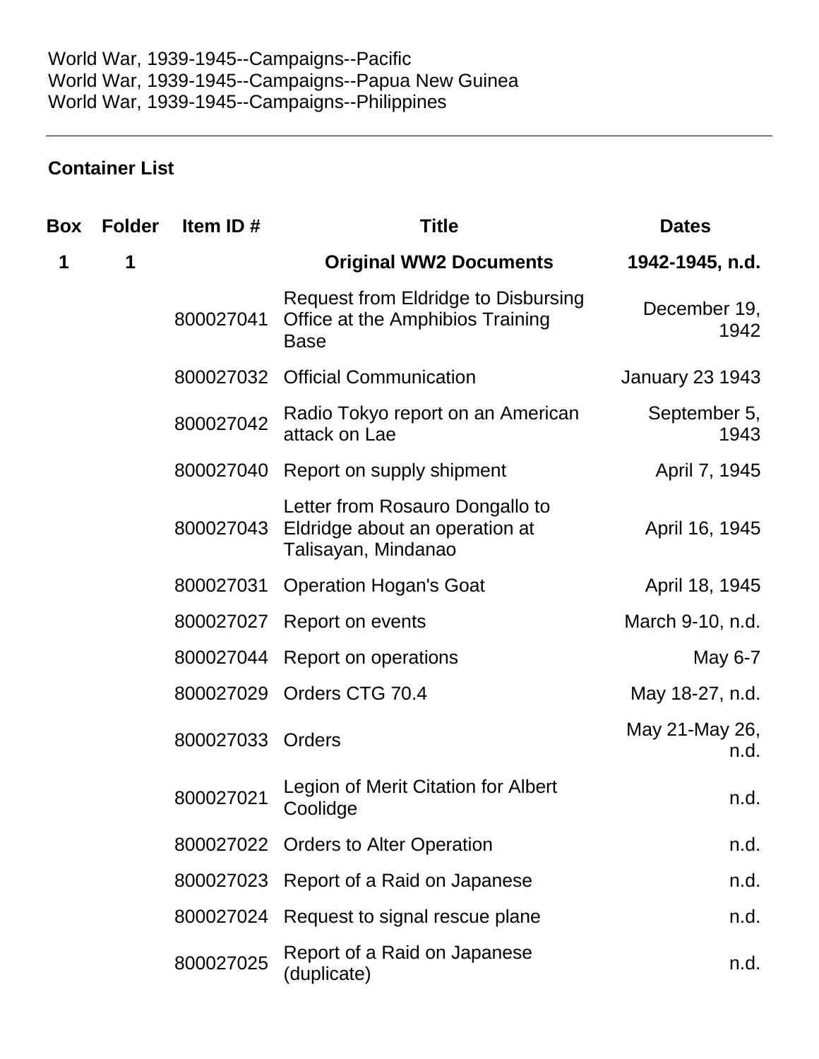World War, 1939-1945--Campaigns--Pacific
World War, 1939-1945--Campaigns--Papua New Guinea
World War, 1939-1945--Campaigns--Philippines

---

## Container List

| Box | Folder | Item ID # | Title | Dates |
|---|---|---|---|---|
| **1** | **1** | | **Original WW2 Documents** | **1942-1945, n.d.** |
| | | 800027041 | Request from Eldridge to Disbursing Office at the Amphibios Training Base | December 19, 1942 |
| | | 800027032 | Official Communication | January 23 1943 |
| | | 800027042 | Radio Tokyo report on an American attack on Lae | September 5, 1943 |
| | | 800027040 | Report on supply shipment | April 7, 1945 |
| | | 800027043 | Letter from Rosauro Dongallo to Eldridge about an operation at Talisayan, Mindanao | April 16, 1945 |
| | | 800027031 | Operation Hogan's Goat | April 18, 1945 |
| | | 800027027 | Report on events | March 9-10, n.d. |
| | | 800027044 | Report on operations | May 6-7 |
| | | 800027029 | Orders CTG 70.4 | May 18-27, n.d. |
| | | 800027033 | Orders | May 21-May 26, n.d. |
| | | 800027021 | Legion of Merit Citation for Albert Coolidge | n.d. |
| | | 800027022 | Orders to Alter Operation | n.d. |
| | | 800027023 | Report of a Raid on Japanese | n.d. |
| | | 800027024 | Request to signal rescue plane | n.d. |
| | | 800027025 | Report of a Raid on Japanese (duplicate) | n.d. |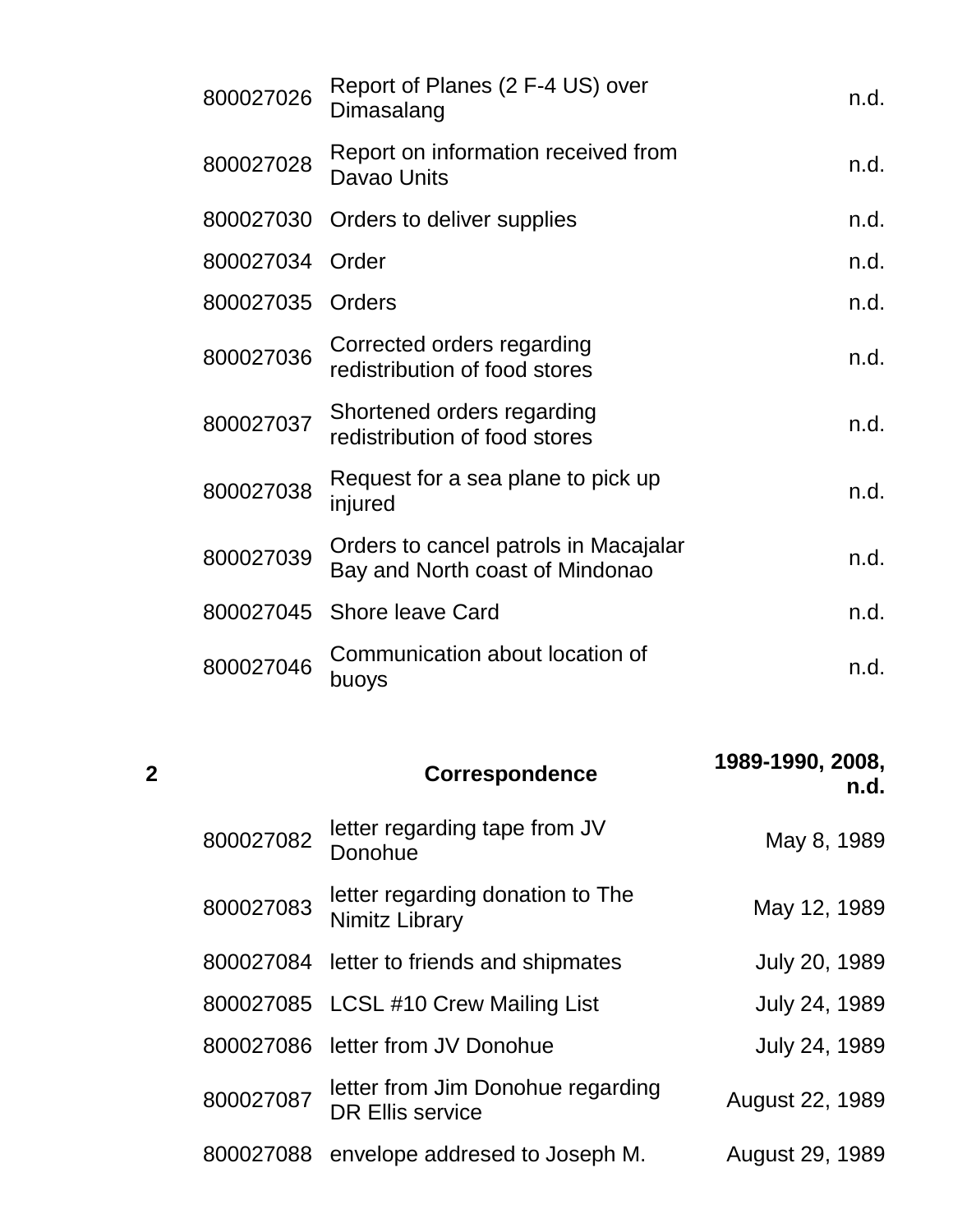| | | | |
|---|---|---|---|
| | 800027026 | Report of Planes (2 F-4 US) over Dimasalang | n.d. |
| | 800027028 | Report on information received from Davao Units | n.d. |
| | 800027030 | Orders to deliver supplies | n.d. |
| | 800027034 | Order | n.d. |
| | 800027035 | Orders | n.d. |
| | 800027036 | Corrected orders regarding redistribution of food stores | n.d. |
| | 800027037 | Shortened orders regarding redistribution of food stores | n.d. |
| | 800027038 | Request for a sea plane to pick up injured | n.d. |
| | 800027039 | Orders to cancel patrols in Macajalar Bay and North coast of Mindonao | n.d. |
| | 800027045 | Shore leave Card | n.d. |
| | 800027046 | Communication about location of buoys | n.d. |
| **2** | | **Correspondence** | **1989-1990, 2008, n.d.** |
| | 800027082 | letter regarding tape from JV Donohue | May 8, 1989 |
| | 800027083 | letter regarding donation to The Nimitz Library | May 12, 1989 |
| | 800027084 | letter to friends and shipmates | July 20, 1989 |
| | 800027085 | LCSL #10 Crew Mailing List | July 24, 1989 |
| | 800027086 | letter from JV Donohue | July 24, 1989 |
| | 800027087 | letter from Jim Donohue regarding DR Ellis service | August 22, 1989 |
| | 800027088 | envelope addresed to Joseph M. | August 29, 1989 |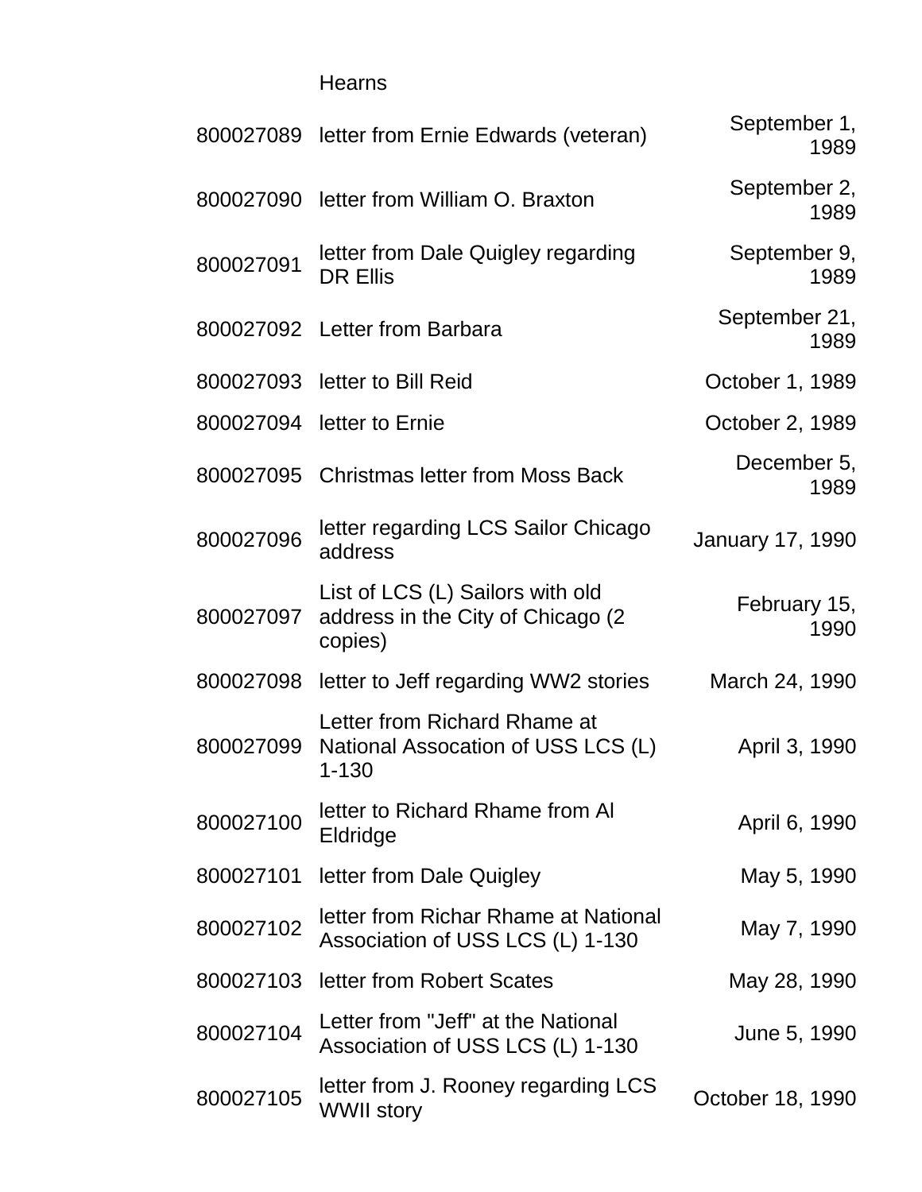| | Hearns | |
|---|---|---|
| 800027089 | letter from Ernie Edwards (veteran) | September 1, 1989 |
| 800027090 | letter from William O. Braxton | September 2, 1989 |
| 800027091 | letter from Dale Quigley regarding DR Ellis | September 9, 1989 |
| 800027092 | Letter from Barbara | September 21, 1989 |
| 800027093 | letter to Bill Reid | October 1, 1989 |
| 800027094 | letter to Ernie | October 2, 1989 |
| 800027095 | Christmas letter from Moss Back | December 5, 1989 |
| 800027096 | letter regarding LCS Sailor Chicago address | January 17, 1990 |
| 800027097 | List of LCS (L) Sailors with old address in the City of Chicago (2 copies) | February 15, 1990 |
| 800027098 | letter to Jeff regarding WW2 stories | March 24, 1990 |
| 800027099 | Letter from Richard Rhame at National Assocation of USS LCS (L) 1-130 | April 3, 1990 |
| 800027100 | letter to Richard Rhame from Al Eldridge | April 6, 1990 |
| 800027101 | letter from Dale Quigley | May 5, 1990 |
| 800027102 | letter from Richar Rhame at National Association of USS LCS (L) 1-130 | May 7, 1990 |
| 800027103 | letter from Robert Scates | May 28, 1990 |
| 800027104 | Letter from "Jeff" at the National Association of USS LCS (L) 1-130 | June 5, 1990 |
| 800027105 | letter from J. Rooney regarding LCS WWII story | October 18, 1990 |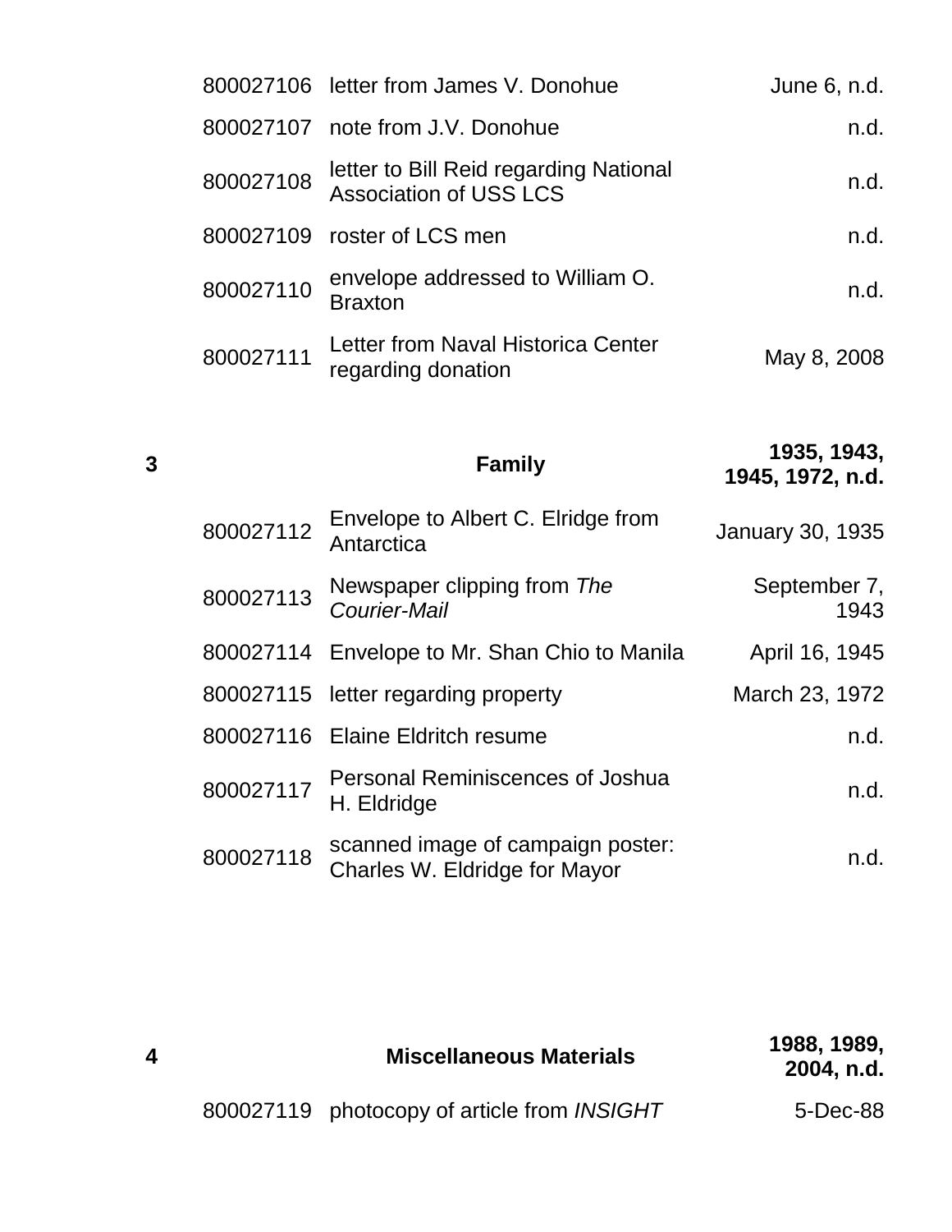| | | | |
|---|---|---|---|
| | 800027106 | letter from James V. Donohue | June 6, n.d. |
| | 800027107 | note from J.V. Donohue | n.d. |
| | 800027108 | letter to Bill Reid regarding National Association of USS LCS | n.d. |
| | 800027109 | roster of LCS men | n.d. |
| | 800027110 | envelope addressed to William O. Braxton | n.d. |
| | 800027111 | Letter from Naval Historica Center regarding donation | May 8, 2008 |
| **3** | | **Family** | **1935, 1943, 1945, 1972, n.d.** |
| | 800027112 | Envelope to Albert C. Elridge from Antarctica | January 30, 1935 |
| | 800027113 | Newspaper clipping from *The Courier-Mail* | September 7, 1943 |
| | 800027114 | Envelope to Mr. Shan Chio to Manila | April 16, 1945 |
| | 800027115 | letter regarding property | March 23, 1972 |
| | 800027116 | Elaine Eldritch resume | n.d. |
| | 800027117 | Personal Reminiscences of Joshua H. Eldridge | n.d. |
| | 800027118 | scanned image of campaign poster: Charles W. Eldridge for Mayor | n.d. |
| **4** | | **Miscellaneous Materials** | **1988, 1989, 2004, n.d.** |
| | 800027119 | photocopy of article from *INSIGHT* | 5-Dec-88 |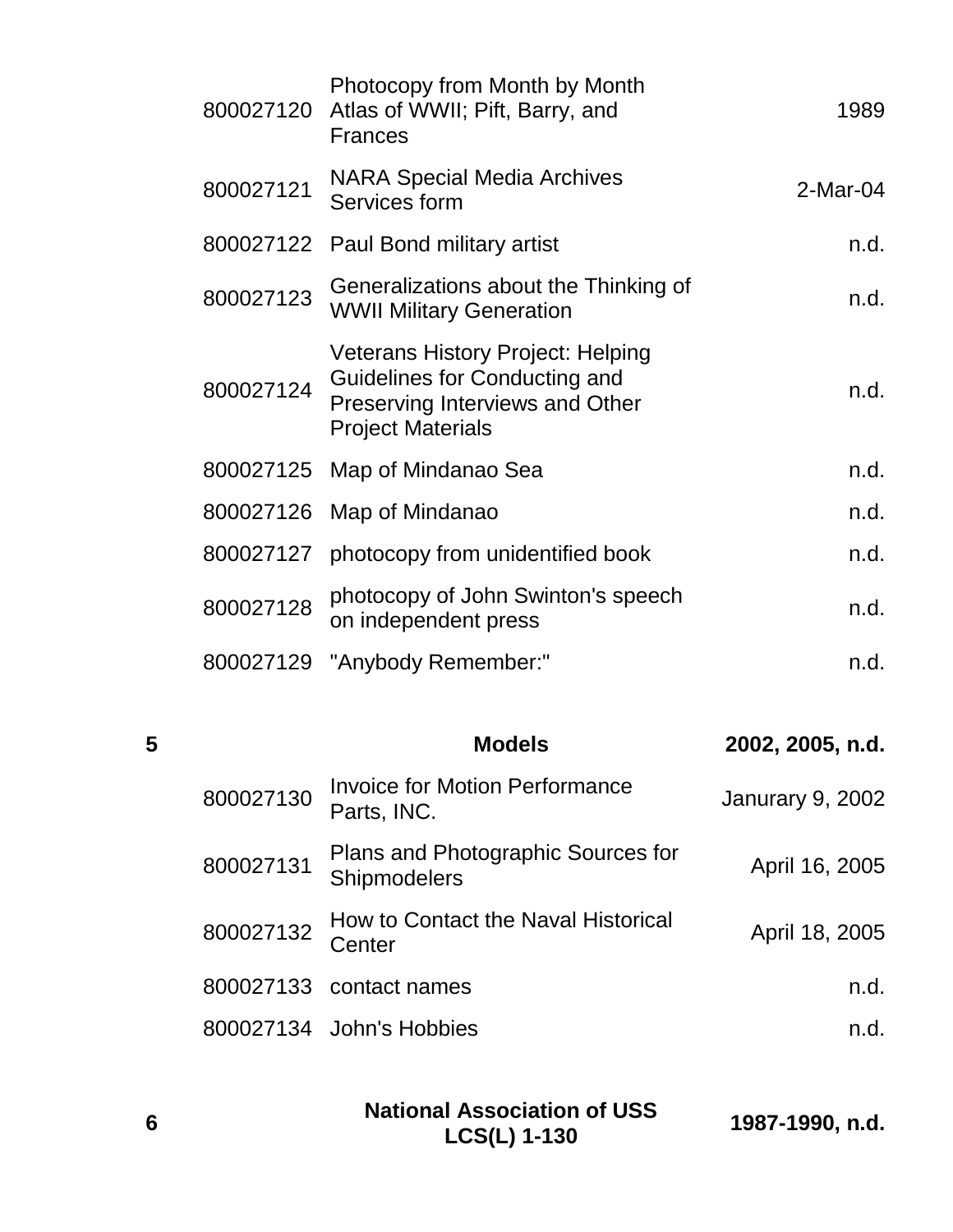| | | | |
|---|---|---|---|
| | 800027120 | Photocopy from Month by Month Atlas of WWII; Pift, Barry, and Frances | 1989 |
| | 800027121 | NARA Special Media Archives Services form | 2-Mar-04 |
| | 800027122 | Paul Bond military artist | n.d. |
| | 800027123 | Generalizations about the Thinking of WWII Military Generation | n.d. |
| | 800027124 | Veterans History Project: Helping Guidelines for Conducting and Preserving Interviews and Other Project Materials | n.d. |
| | 800027125 | Map of Mindanao Sea | n.d. |
| | 800027126 | Map of Mindanao | n.d. |
| | 800027127 | photocopy from unidentified book | n.d. |
| | 800027128 | photocopy of John Swinton's speech on independent press | n.d. |
| | 800027129 | "Anybody Remember:" | n.d. |
| **5** | | **Models** | **2002, 2005, n.d.** |
| | 800027130 | Invoice for Motion Performance Parts, INC. | Janurary 9, 2002 |
| | 800027131 | Plans and Photographic Sources for Shipmodelers | April 16, 2005 |
| | 800027132 | How to Contact the Naval Historical Center | April 18, 2005 |
| | 800027133 | contact names | n.d. |
| | 800027134 | John's Hobbies | n.d. |
| **6** | | **National Association of USS LCS(L) 1-130** | **1987-1990, n.d.** |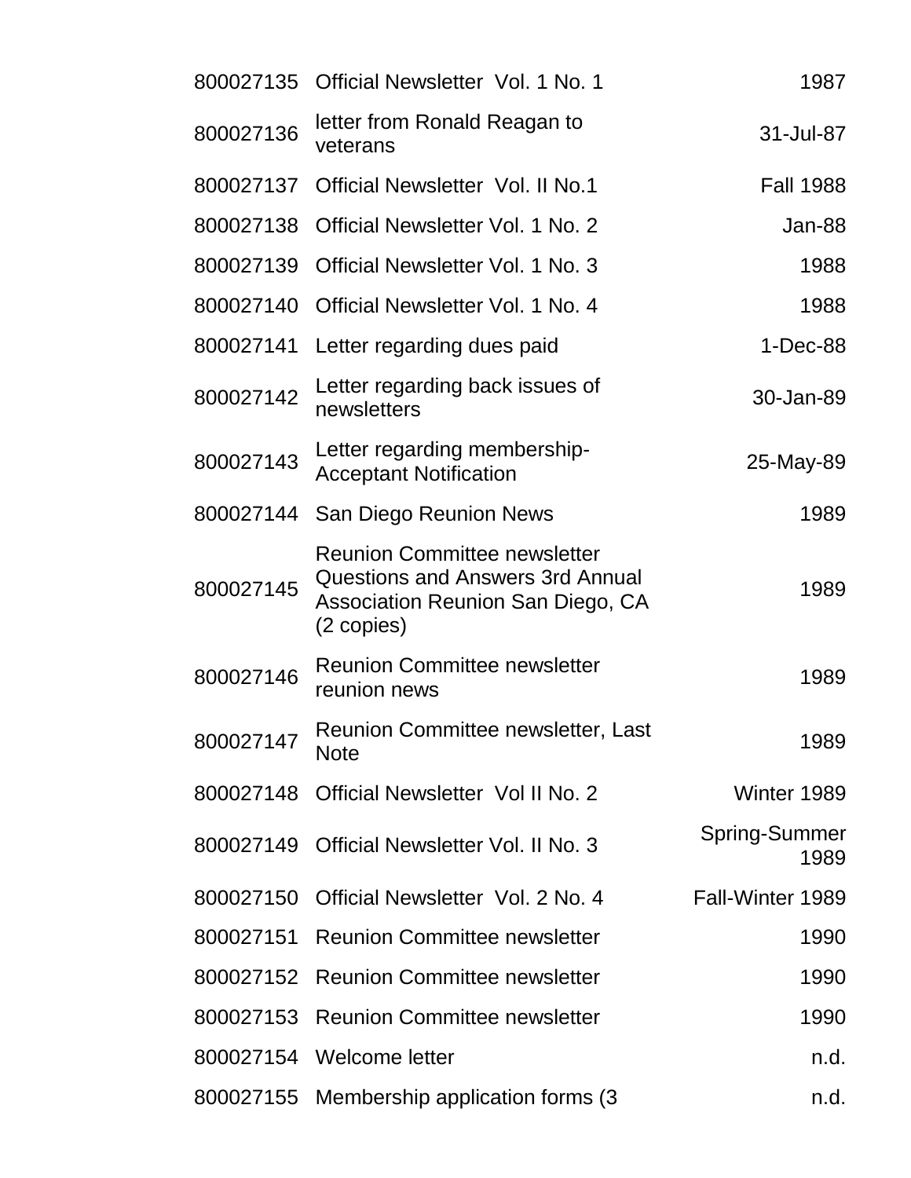| | | |
|---|---|---|
| 800027135 | Official Newsletter Vol. 1 No. 1 | 1987 |
| 800027136 | letter from Ronald Reagan to veterans | 31-Jul-87 |
| 800027137 | Official Newsletter Vol. II No.1 | Fall 1988 |
| 800027138 | Official Newsletter Vol. 1 No. 2 | Jan-88 |
| 800027139 | Official Newsletter Vol. 1 No. 3 | 1988 |
| 800027140 | Official Newsletter Vol. 1 No. 4 | 1988 |
| 800027141 | Letter regarding dues paid | 1-Dec-88 |
| 800027142 | Letter regarding back issues of newsletters | 30-Jan-89 |
| 800027143 | Letter regarding membership-Acceptant Notification | 25-May-89 |
| 800027144 | San Diego Reunion News | 1989 |
| 800027145 | Reunion Committee newsletter Questions and Answers 3rd Annual Association Reunion San Diego, CA (2 copies) | 1989 |
| 800027146 | Reunion Committee newsletter reunion news | 1989 |
| 800027147 | Reunion Committee newsletter, Last Note | 1989 |
| 800027148 | Official Newsletter Vol II No. 2 | Winter 1989 |
| 800027149 | Official Newsletter Vol. II No. 3 | Spring-Summer 1989 |
| 800027150 | Official Newsletter Vol. 2 No. 4 | Fall-Winter 1989 |
| 800027151 | Reunion Committee newsletter | 1990 |
| 800027152 | Reunion Committee newsletter | 1990 |
| 800027153 | Reunion Committee newsletter | 1990 |
| 800027154 | Welcome letter | n.d. |
| 800027155 | Membership application forms (3 | n.d. |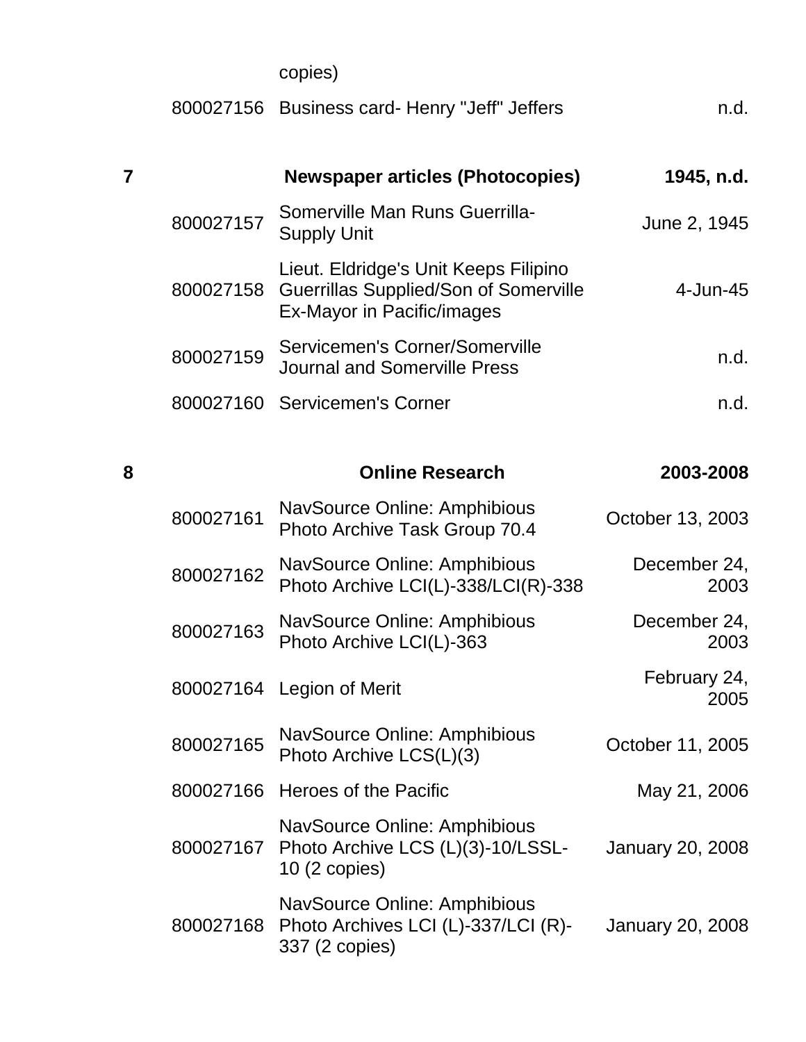| | | copies) | |
|---|---|---|---|
| | 800027156 | Business card- Henry "Jeff" Jeffers | n.d. |
| **7** | | **Newspaper articles (Photocopies)** | **1945, n.d.** |
| | 800027157 | Somerville Man Runs Guerrilla-Supply Unit | June 2, 1945 |
| | 800027158 | Lieut. Eldridge's Unit Keeps Filipino Guerrillas Supplied/Son of Somerville Ex-Mayor in Pacific/images | 4-Jun-45 |
| | 800027159 | Servicemen's Corner/Somerville Journal and Somerville Press | n.d. |
| | 800027160 | Servicemen's Corner | n.d. |
| **8** | | **Online Research** | **2003-2008** |
| | 800027161 | NavSource Online: Amphibious Photo Archive Task Group 70.4 | October 13, 2003 |
| | 800027162 | NavSource Online: Amphibious Photo Archive LCI(L)-338/LCI(R)-338 | December 24, 2003 |
| | 800027163 | NavSource Online: Amphibious Photo Archive LCI(L)-363 | December 24, 2003 |
| | 800027164 | Legion of Merit | February 24, 2005 |
| | 800027165 | NavSource Online: Amphibious Photo Archive LCS(L)(3) | October 11, 2005 |
| | 800027166 | Heroes of the Pacific | May 21, 2006 |
| | 800027167 | NavSource Online: Amphibious Photo Archive LCS (L)(3)-10/LSSL-10 (2 copies) | January 20, 2008 |
| | 800027168 | NavSource Online: Amphibious Photo Archives LCI (L)-337/LCI (R)-337 (2 copies) | January 20, 2008 |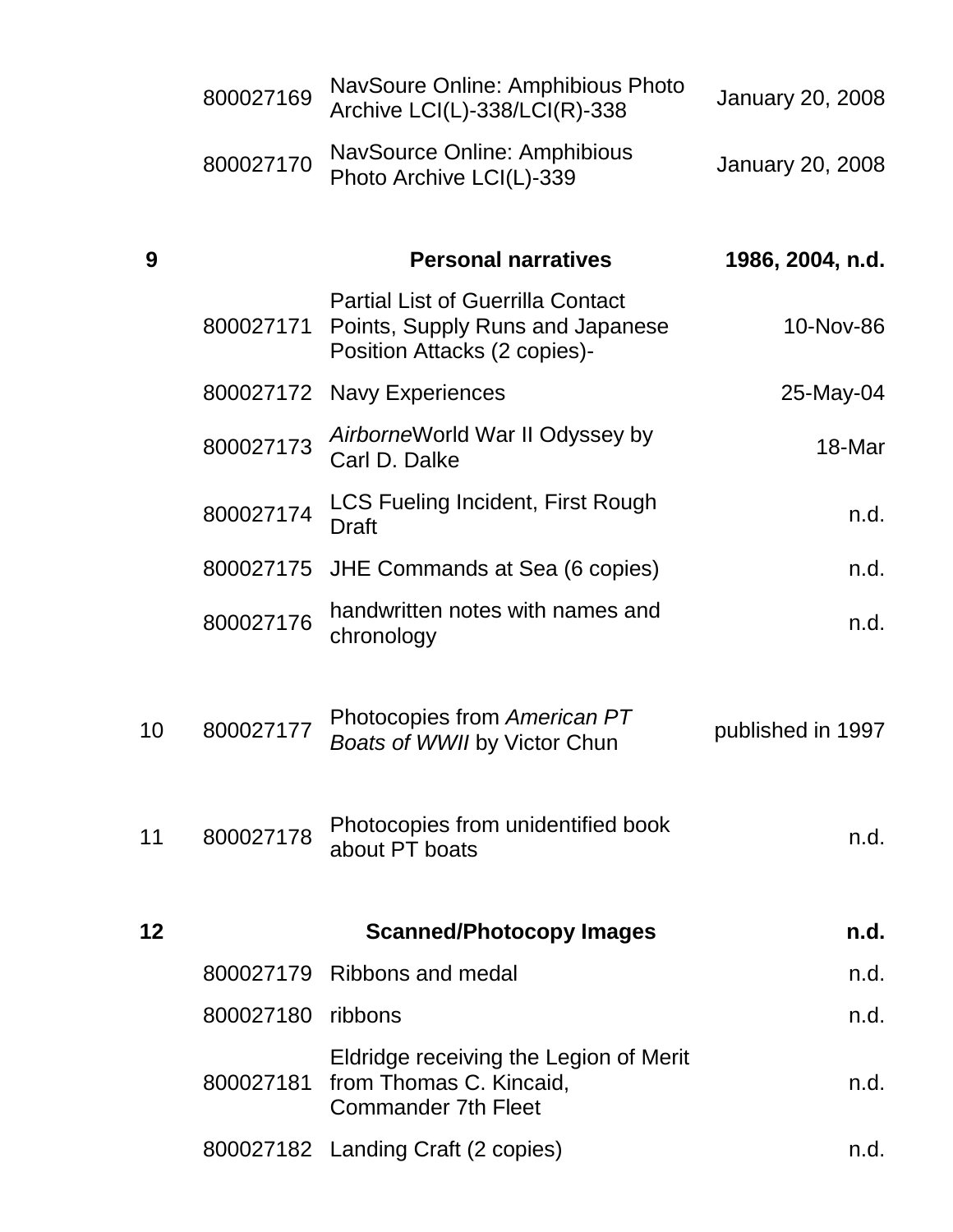| | | | |
|---|---|---|---|
| | 800027169 | NavSoure Online: Amphibious Photo Archive LCI(L)-338/LCI(R)-338 | January 20, 2008 |
| | 800027170 | NavSource Online: Amphibious Photo Archive LCI(L)-339 | January 20, 2008 |
| **9** | | **Personal narratives** | **1986, 2004, n.d.** |
| | 800027171 | Partial List of Guerrilla Contact Points, Supply Runs and Japanese Position Attacks (2 copies)- | 10-Nov-86 |
| | 800027172 | Navy Experiences | 25-May-04 |
| | 800027173 | *Airborne*World War II Odyssey by Carl D. Dalke | 18-Mar |
| | 800027174 | LCS Fueling Incident, First Rough Draft | n.d. |
| | 800027175 | JHE Commands at Sea (6 copies) | n.d. |
| | 800027176 | handwritten notes with names and chronology | n.d. |
| 10 | 800027177 | Photocopies from *American PT Boats of WWII* by Victor Chun | published in 1997 |
| 11 | 800027178 | Photocopies from unidentified book about PT boats | n.d. |
| **12** | | **Scanned/Photocopy Images** | **n.d.** |
| | 800027179 | Ribbons and medal | n.d. |
| | 800027180 | ribbons | n.d. |
| | 800027181 | Eldridge receiving the Legion of Merit from Thomas C. Kincaid, Commander 7th Fleet | n.d. |
| | 800027182 | Landing Craft (2 copies) | n.d. |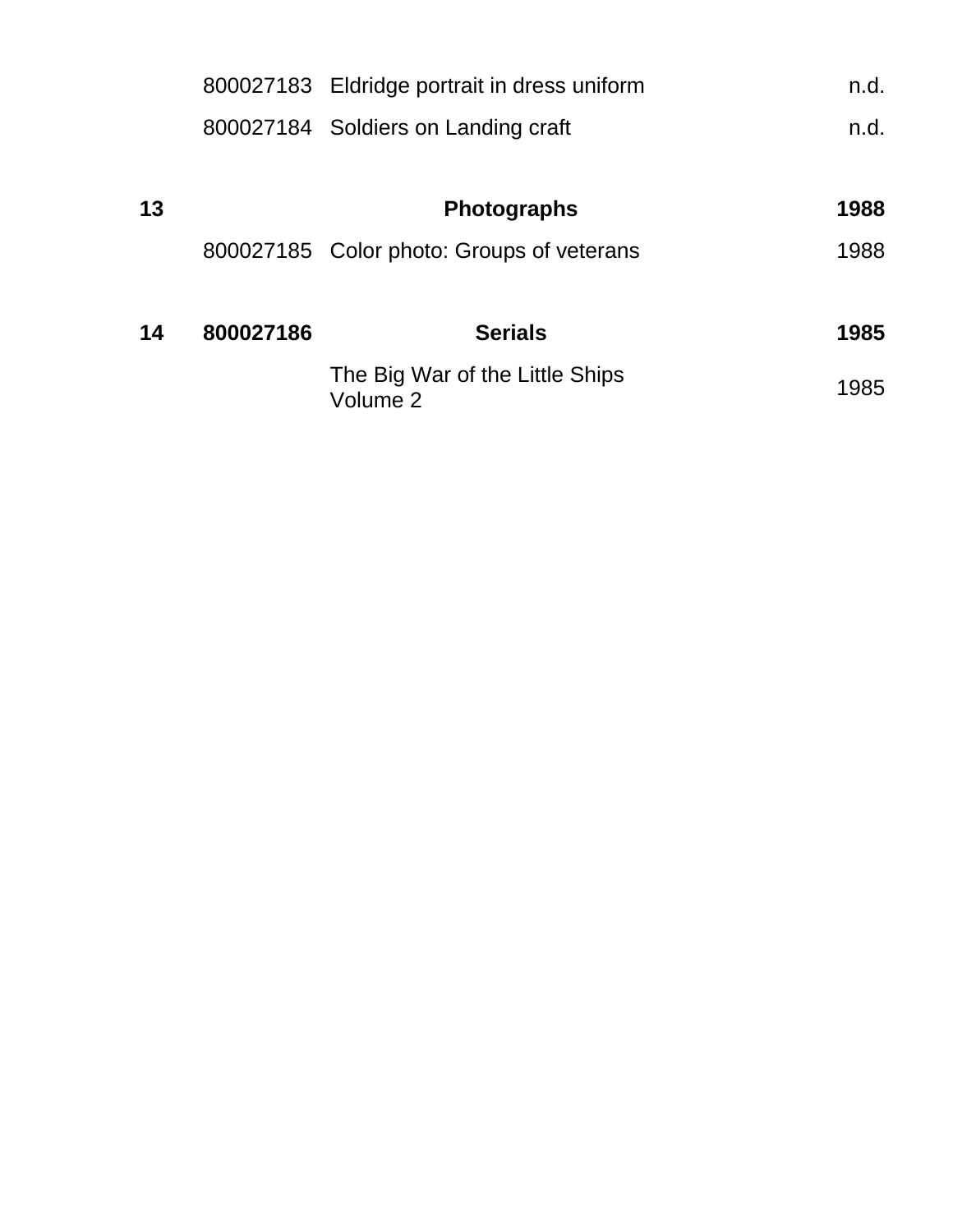| | | | |
|---|---|---|---|
| | 800027183 | Eldridge portrait in dress uniform | n.d. |
| | 800027184 | Soldiers on Landing craft | n.d. |
| **13** | | **Photographs** | **1988** |
| | 800027185 | Color photo: Groups of veterans | 1988 |
| **14** | **800027186** | **Serials** | **1985** |
| | | The Big War of the Little Ships Volume 2 | 1985 |